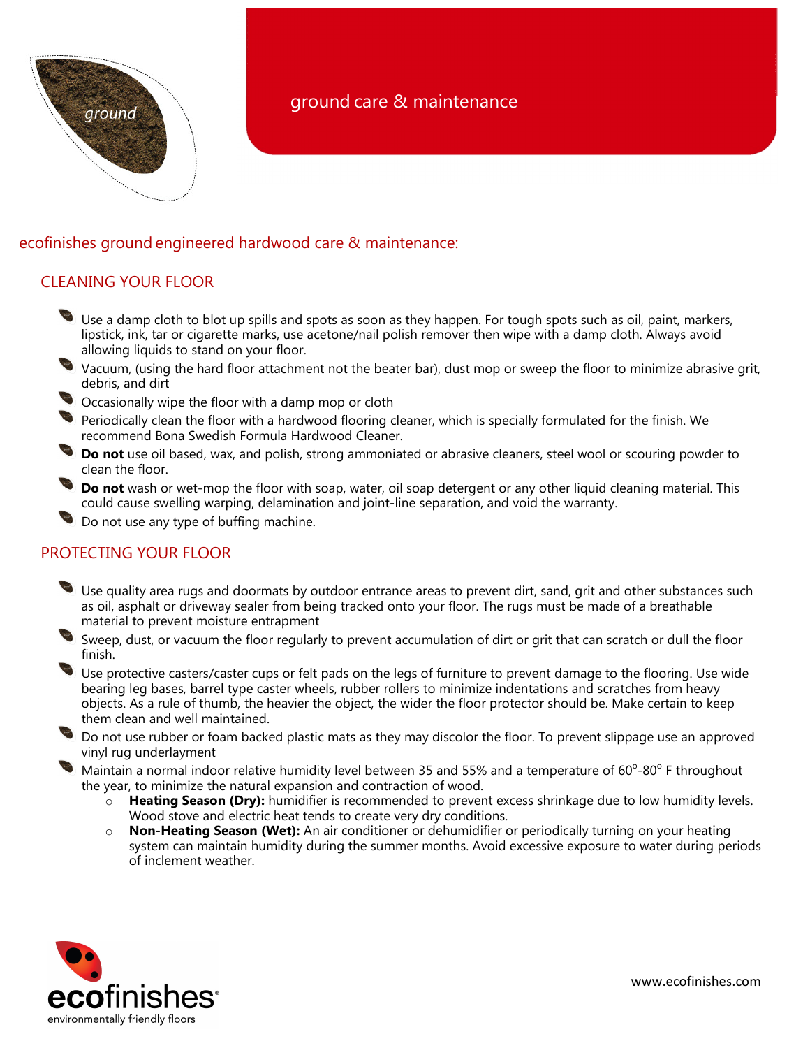ground

# ground care & maintenance

## ecofinishes ground engineered hardwood care & maintenance:

### CLEANING YOUR FLOOR

- Use a damp cloth to blot up spills and spots as soon as they happen. For tough spots such as oil, paint, markers, lipstick, ink, tar or cigarette marks, use acetone/nail polish remover then wipe with a damp cloth. Always avoid allowing liquids to stand on your floor.
- Vacuum, (using the hard floor attachment not the beater bar), dust mop or sweep the floor to minimize abrasive grit, debris, and dirt
- Occasionally wipe the floor with a damp mop or cloth
- Periodically clean the floor with a hardwood flooring cleaner, which is specially formulated for the finish. We recommend Bona Swedish Formula Hardwood Cleaner.
- **Do not** use oil based, wax, and polish, strong ammoniated or abrasive cleaners, steel wool or scouring powder to clean the floor.
- **Do not** wash or wet-mop the floor with soap, water, oil soap detergent or any other liquid cleaning material. This could cause swelling warping, delamination and joint-line separation, and void the warranty.
- Do not use any type of buffing machine.

### PROTECTING YOUR FLOOR

- Use quality area rugs and doormats by outdoor entrance areas to prevent dirt, sand, grit and other substances such as oil, asphalt or driveway sealer from being tracked onto your floor. The rugs must be made of a breathable material to prevent moisture entrapment
- Sweep, dust, or vacuum the floor regularly to prevent accumulation of dirt or grit that can scratch or dull the floor finish.
- Use protective casters/caster cups or felt pads on the legs of furniture to prevent damage to the flooring. Use wide bearing leg bases, barrel type caster wheels, rubber rollers to minimize indentations and scratches from heavy objects. As a rule of thumb, the heavier the object, the wider the floor protector should be. Make certain to keep them clean and well maintained.
- Do not use rubber or foam backed plastic mats as they may discolor the floor. To prevent slippage use an approved vinyl rug underlayment
- Maintain a normal indoor relative humidity level between 35 and 55% and a temperature of 60°-80° F throughout the year, to minimize the natural expansion and contraction of wood.
  - **Heating Season (Dry):** humidifier is recommended to prevent excess shrinkage due to low humidity levels. Wood stove and electric heat tends to create very dry conditions.
  - **Non-Heating Season (Wet):** An air conditioner or dehumidifier or periodically turning on your heating system can maintain humidity during the summer months. Avoid excessive exposure to water during periods of inclement weather.

ecofinishes® environmentally friendly floors

www.ecofinishes.com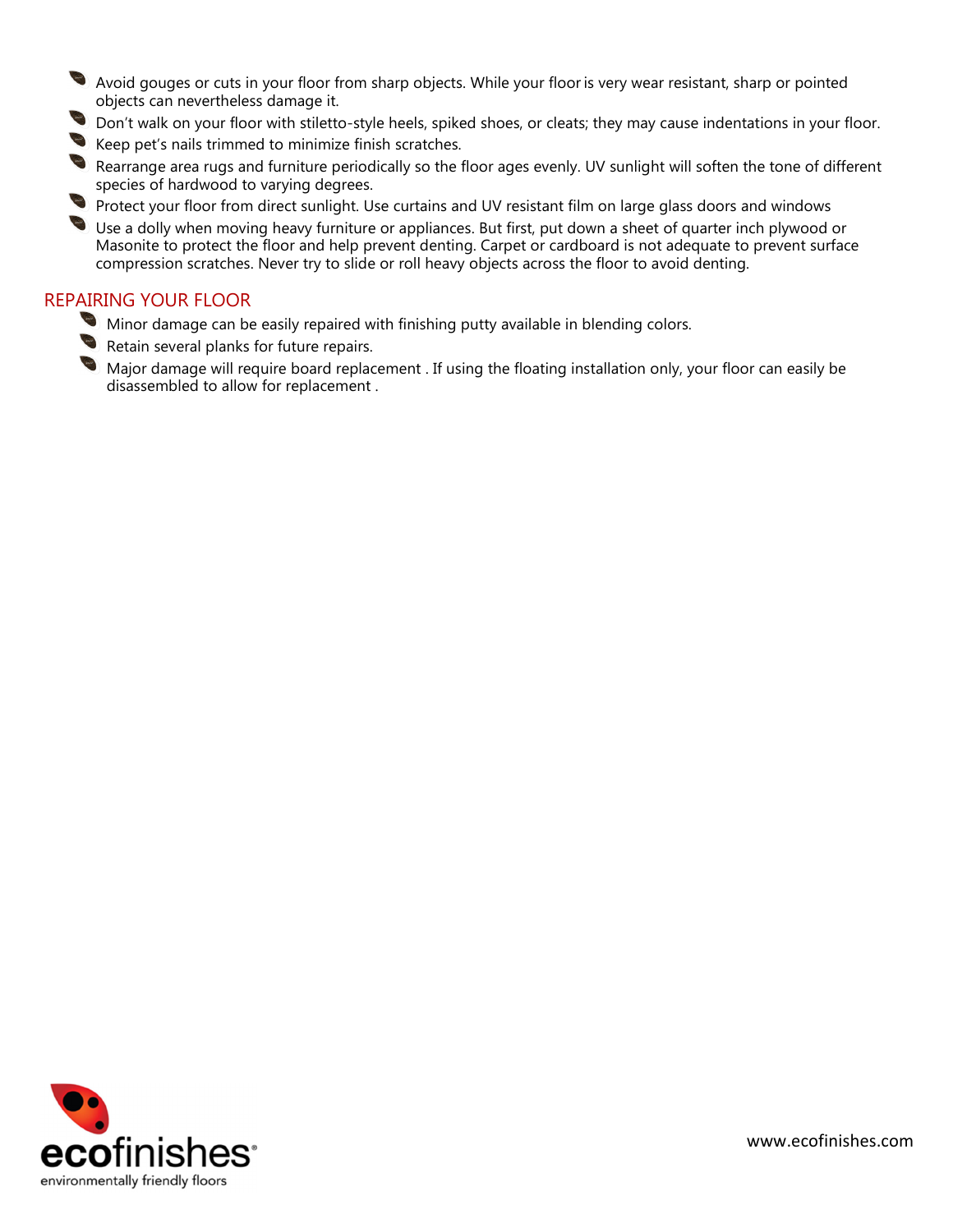- Avoid gouges or cuts in your floor from sharp objects. While your floor is very wear resistant, sharp or pointed objects can nevertheless damage it.
- Don't walk on your floor with stiletto-style heels, spiked shoes, or cleats; they may cause indentations in your floor.
- Keep pet's nails trimmed to minimize finish scratches.
- Rearrange area rugs and furniture periodically so the floor ages evenly. UV sunlight will soften the tone of different species of hardwood to varying degrees.
- Protect your floor from direct sunlight. Use curtains and UV resistant film on large glass doors and windows
- Use a dolly when moving heavy furniture or appliances. But first, put down a sheet of quarter inch plywood or Masonite to protect the floor and help prevent denting. Carpet or cardboard is not adequate to prevent surface compression scratches. Never try to slide or roll heavy objects across the floor to avoid denting.

## REPAIRING YOUR FLOOR

- Minor damage can be easily repaired with finishing putty available in blending colors.
- Retain several planks for future repairs.
- Major damage will require board replacement . If using the floating installation only, your floor can easily be disassembled to allow for replacement .

ecofinishes®
environmentally friendly floors

www.ecofinishes.com